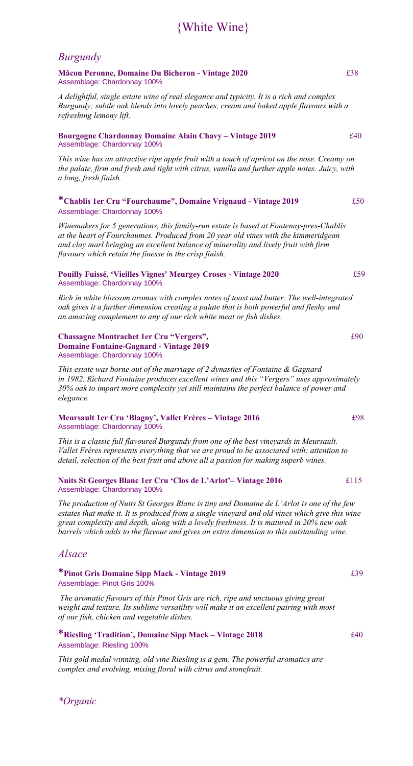# {White Wine}

## *Burgundy*

**Mâcon Peronne, Domaine Du Bicheron - Vintage 2020** £38
Assemblage: Chardonnay 100%

*A delightful, single estate wine of real elegance and typicity. It is a rich and complex Burgundy; subtle oak blends into lovely peaches, cream and baked apple flavours with a refreshing lemony lift.*

**Bourgogne Chardonnay Domaine Alain Chavy – Vintage 2019** £40
Assemblage: Chardonnay 100%

*This wine has an attractive ripe apple fruit with a touch of apricot on the nose. Creamy on the palate, firm and fresh and tight with citrus, vanilla and further apple notes. Juicy, with a long, fresh finish.*

**\*Chablis 1er Cru "Fourchaume", Domaine Vrignaud - Vintage 2019** £50
Assemblage: Chardonnay 100%

*Winemakers for 5 generations, this family-run estate is based at Fontenay-pres-Chablis at the heart of Fourchaumes. Produced from 20 year old vines with the kimmeridgean and clay marl bringing an excellent balance of minerality and lively fruit with firm flavours which retain the finesse in the crisp finish.*

**Pouilly Fuissé, 'Vieilles Vignes' Meurgey Croses - Vintage 2020** £59
Assemblage: Chardonnay 100%

*Rich in white blossom aromas with complex notes of toast and butter. The well-integrated oak gives it a further dimension creating a palate that is both powerful and fleshy and an amazing complement to any of our rich white meat or fish dishes.*

**Chassagne Montrachet 1er Cru "Vergers", Domaine Fontaine-Gagnard - Vintage 2019** £90
Assemblage: Chardonnay 100%

*This estate was borne out of the marriage of 2 dynasties of Fontaine & Gagnard in 1982. Richard Fontaine produces excellent wines and this "Vergers" uses approximately 30% oak to impart more complexity yet still maintains the perfect balance of power and elegance.*

**Meursault 1er Cru 'Blagny', Vallet Frères – Vintage 2016** £98
Assemblage: Chardonnay 100%

*This is a classic full flavoured Burgundy from one of the best vineyards in Meursault. Vallet Frères represents everything that we are proud to be associated with; attention to detail, selection of the best fruit and above all a passion for making superb wines.*

**Nuits St Georges Blanc 1er Cru 'Clos de L'Arlot'– Vintage 2016** £115
Assemblage: Chardonnay 100%

*The production of Nuits St Georges Blanc is tiny and Domaine de L'Arlot is one of the few estates that make it. It is produced from a single vineyard and old vines which give this wine great complexity and depth, along with a lovely freshness. It is matured in 20% new oak barrels which adds to the flavour and gives an extra dimension to this outstanding wine.*

## *Alsace*

**\*Pinot Gris Domaine Sipp Mack - Vintage 2019** £39
Assemblage: Pinot Gris 100%

*The aromatic flavours of this Pinot Gris are rich, ripe and unctuous giving great weight and texture. Its sublime versatility will make it an excellent pairing with most of our fish, chicken and vegetable dishes.*

**\*Riesling 'Tradition', Domaine Sipp Mack – Vintage 2018** £40
Assemblage: Riesling 100%

*This gold medal winning, old vine Riesling is a gem. The powerful aromatics are complex and evolving, mixing floral with citrus and stonefruit.*

*\*Organic*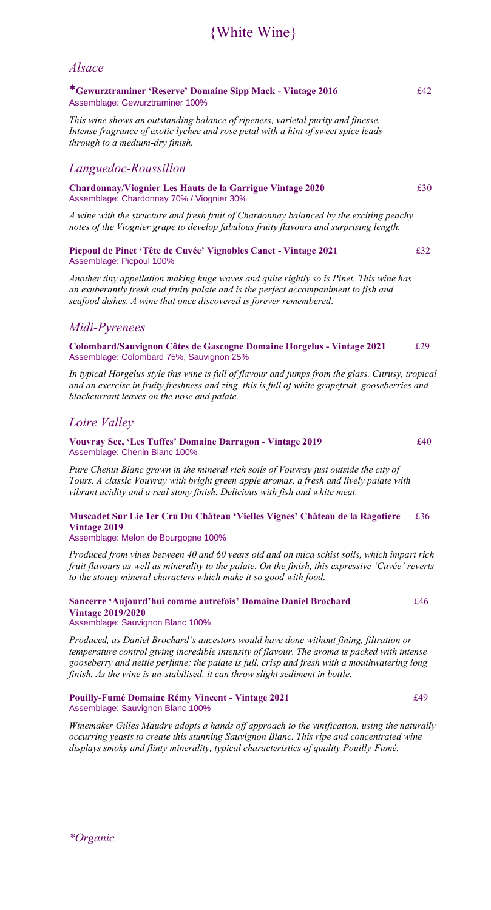# {White Wine}

## *Alsace*

**\*Gewurztraminer 'Reserve' Domaine Sipp Mack - Vintage 2016** £42
Assemblage: Gewurztraminer 100%

*This wine shows an outstanding balance of ripeness, varietal purity and finesse. Intense fragrance of exotic lychee and rose petal with a hint of sweet spice leads through to a medium-dry finish.*

## *Languedoc-Roussillon*

**Chardonnay/Viognier Les Hauts de la Garrigue Vintage 2020** £30
Assemblage: Chardonnay 70% / Viognier 30%

*A wine with the structure and fresh fruit of Chardonnay balanced by the exciting peachy notes of the Viognier grape to develop fabulous fruity flavours and surprising length.*

**Picpoul de Pinet 'Tête de Cuvée' Vignobles Canet - Vintage 2021** £32
Assemblage: Picpoul 100%

*Another tiny appellation making huge waves and quite rightly so is Pinet. This wine has an exuberantly fresh and fruity palate and is the perfect accompaniment to fish and seafood dishes. A wine that once discovered is forever remembered.*

## *Midi-Pyrenees*

**Colombard/Sauvignon Côtes de Gascogne Domaine Horgelus - Vintage 2021** £29
Assemblage: Colombard 75%, Sauvignon 25%

*In typical Horgelus style this wine is full of flavour and jumps from the glass. Citrusy, tropical and an exercise in fruity freshness and zing, this is full of white grapefruit, gooseberries and blackcurrant leaves on the nose and palate.*

## *Loire Valley*

**Vouvray Sec, 'Les Tuffes' Domaine Darragon - Vintage 2019** £40
Assemblage: Chenin Blanc 100%

*Pure Chenin Blanc grown in the mineral rich soils of Vouvray just outside the city of Tours. A classic Vouvray with bright green apple aromas, a fresh and lively palate with vibrant acidity and a real stony finish. Delicious with fish and white meat.*

**Muscadet Sur Lie 1er Cru Du Château 'Vielles Vignes' Château de la Ragotiere Vintage 2019** £36
Assemblage: Melon de Bourgogne 100%

*Produced from vines between 40 and 60 years old and on mica schist soils, which impart rich fruit flavours as well as minerality to the palate. On the finish, this expressive 'Cuvée' reverts to the stoney mineral characters which make it so good with food.*

**Sancerre 'Aujourd'hui comme autrefois' Domaine Daniel Brochard Vintage 2019/2020** £46
Assemblage: Sauvignon Blanc 100%

*Produced, as Daniel Brochard's ancestors would have done without fining, filtration or temperature control giving incredible intensity of flavour. The aroma is packed with intense gooseberry and nettle perfume; the palate is full, crisp and fresh with a mouthwatering long finish. As the wine is un-stabilised, it can throw slight sediment in bottle.*

**Pouilly-Fumé Domaine Rémy Vincent - Vintage 2021** £49
Assemblage: Sauvignon Blanc 100%

*Winemaker Gilles Maudry adopts a hands off approach to the vinification, using the naturally occurring yeasts to create this stunning Sauvignon Blanc. This ripe and concentrated wine displays smoky and flinty minerality, typical characteristics of quality Pouilly-Fumé.*

*\*Organic*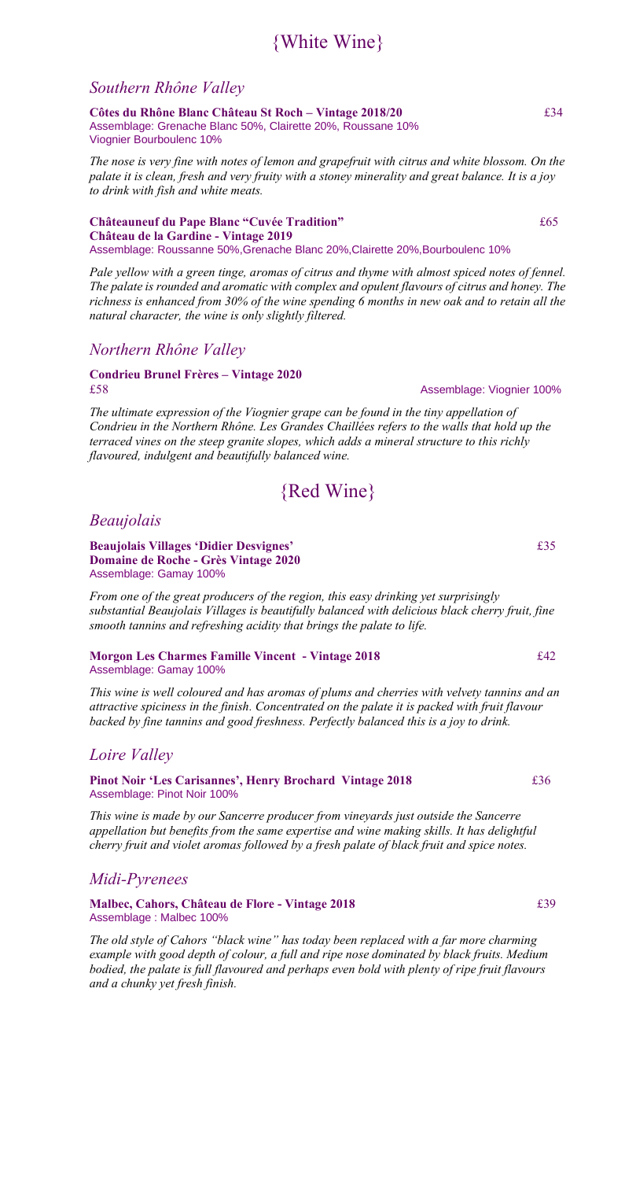# {White Wine}

## *Southern Rhône Valley*

**Côtes du Rhône Blanc Château St Roch – Vintage 2018/20** £34
Assemblage: Grenache Blanc 50%, Clairette 20%, Roussane 10%
Viognier Bourboulenc 10%

*The nose is very fine with notes of lemon and grapefruit with citrus and white blossom. On the palate it is clean, fresh and very fruity with a stoney minerality and great balance. It is a joy to drink with fish and white meats.*

**Châteauneuf du Pape Blanc "Cuvée Tradition"** £65
**Château de la Gardine - Vintage 2019**
Assemblage: Roussanne 50%,Grenache Blanc 20%,Clairette 20%,Bourboulenc 10%

*Pale yellow with a green tinge, aromas of citrus and thyme with almost spiced notes of fennel. The palate is rounded and aromatic with complex and opulent flavours of citrus and honey. The richness is enhanced from 30% of the wine spending 6 months in new oak and to retain all the natural character, the wine is only slightly filtered.*

## *Northern Rhône Valley*

**Condrieu Brunel Frères – Vintage 2020**
£58 Assemblage: Viognier 100%

*The ultimate expression of the Viognier grape can be found in the tiny appellation of Condrieu in the Northern Rhône. Les Grandes Chaillées refers to the walls that hold up the terraced vines on the steep granite slopes, which adds a mineral structure to this richly flavoured, indulgent and beautifully balanced wine.*

# {Red Wine}

## *Beaujolais*

**Beaujolais Villages 'Didier Desvignes'** £35
**Domaine de Roche - Grès Vintage 2020**
Assemblage: Gamay 100%

*From one of the great producers of the region, this easy drinking yet surprisingly substantial Beaujolais Villages is beautifully balanced with delicious black cherry fruit, fine smooth tannins and refreshing acidity that brings the palate to life.*

**Morgon Les Charmes Famille Vincent - Vintage 2018** £42
Assemblage: Gamay 100%

*This wine is well coloured and has aromas of plums and cherries with velvety tannins and an attractive spiciness in the finish. Concentrated on the palate it is packed with fruit flavour backed by fine tannins and good freshness. Perfectly balanced this is a joy to drink.*

## *Loire Valley*

**Pinot Noir 'Les Carisannes', Henry Brochard Vintage 2018** £36
Assemblage: Pinot Noir 100%

*This wine is made by our Sancerre producer from vineyards just outside the Sancerre appellation but benefits from the same expertise and wine making skills. It has delightful cherry fruit and violet aromas followed by a fresh palate of black fruit and spice notes.*

## *Midi-Pyrenees*

**Malbec, Cahors, Château de Flore - Vintage 2018** £39
Assemblage : Malbec 100%

*The old style of Cahors "black wine" has today been replaced with a far more charming example with good depth of colour, a full and ripe nose dominated by black fruits. Medium bodied, the palate is full flavoured and perhaps even bold with plenty of ripe fruit flavours and a chunky yet fresh finish.*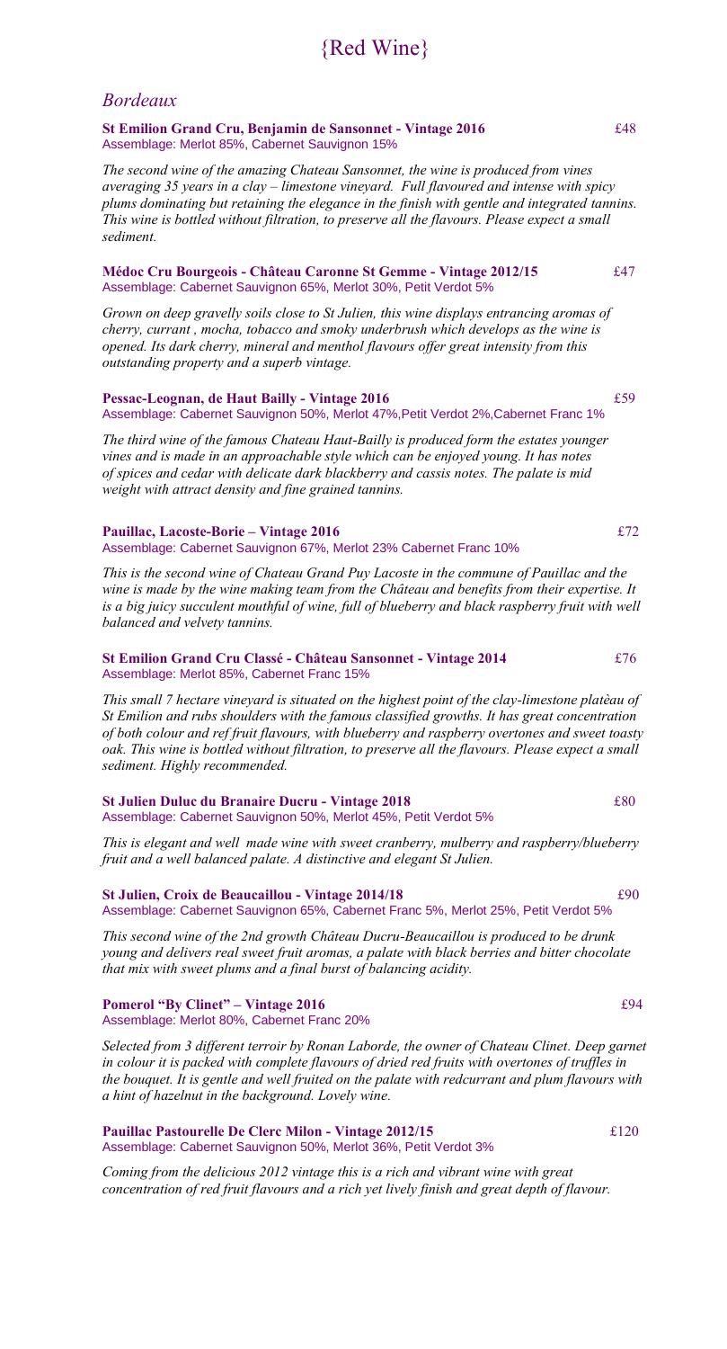# {Red Wine}

## *Bordeaux*

**St Emilion Grand Cru, Benjamin de Sansonnet - Vintage 2016** £48
Assemblage: Merlot 85%, Cabernet Sauvignon 15%

*The second wine of the amazing Chateau Sansonnet, the wine is produced from vines averaging 35 years in a clay – limestone vineyard. Full flavoured and intense with spicy plums dominating but retaining the elegance in the finish with gentle and integrated tannins. This wine is bottled without filtration, to preserve all the flavours. Please expect a small sediment.*

**Médoc Cru Bourgeois - Château Caronne St Gemme - Vintage 2012/15** £47
Assemblage: Cabernet Sauvignon 65%, Merlot 30%, Petit Verdot 5%

*Grown on deep gravelly soils close to St Julien, this wine displays entrancing aromas of cherry, currant , mocha, tobacco and smoky underbrush which develops as the wine is opened. Its dark cherry, mineral and menthol flavours offer great intensity from this outstanding property and a superb vintage.*

**Pessac-Leognan, de Haut Bailly - Vintage 2016** £59
Assemblage: Cabernet Sauvignon 50%, Merlot 47%,Petit Verdot 2%,Cabernet Franc 1%

*The third wine of the famous Chateau Haut-Bailly is produced form the estates younger vines and is made in an approachable style which can be enjoyed young. It has notes of spices and cedar with delicate dark blackberry and cassis notes. The palate is mid weight with attract density and fine grained tannins.*

**Pauillac, Lacoste-Borie – Vintage 2016** £72
Assemblage: Cabernet Sauvignon 67%, Merlot 23% Cabernet Franc 10%

*This is the second wine of Chateau Grand Puy Lacoste in the commune of Pauillac and the wine is made by the wine making team from the Château and benefits from their expertise. It is a big juicy succulent mouthful of wine, full of blueberry and black raspberry fruit with well balanced and velvety tannins.*

**St Emilion Grand Cru Classé - Château Sansonnet - Vintage 2014** £76
Assemblage: Merlot 85%, Cabernet Franc 15%

*This small 7 hectare vineyard is situated on the highest point of the clay-limestone platèau of St Emilion and rubs shoulders with the famous classified growths. It has great concentration of both colour and ref fruit flavours, with blueberry and raspberry overtones and sweet toasty oak. This wine is bottled without filtration, to preserve all the flavours. Please expect a small sediment. Highly recommended.*

**St Julien Duluc du Branaire Ducru - Vintage 2018** £80
Assemblage: Cabernet Sauvignon 50%, Merlot 45%, Petit Verdot 5%

*This is elegant and well made wine with sweet cranberry, mulberry and raspberry/blueberry fruit and a well balanced palate. A distinctive and elegant St Julien.*

**St Julien, Croix de Beaucaillou - Vintage 2014/18** £90
Assemblage: Cabernet Sauvignon 65%, Cabernet Franc 5%, Merlot 25%, Petit Verdot 5%

*This second wine of the 2nd growth Château Ducru-Beaucaillou is produced to be drunk young and delivers real sweet fruit aromas, a palate with black berries and bitter chocolate that mix with sweet plums and a final burst of balancing acidity.*

**Pomerol "By Clinet" – Vintage 2016** £94
Assemblage: Merlot 80%, Cabernet Franc 20%

*Selected from 3 different terroir by Ronan Laborde, the owner of Chateau Clinet. Deep garnet in colour it is packed with complete flavours of dried red fruits with overtones of truffles in the bouquet. It is gentle and well fruited on the palate with redcurrant and plum flavours with a hint of hazelnut in the background. Lovely wine.*

**Pauillac Pastourelle De Clerc Milon - Vintage 2012/15** £120
Assemblage: Cabernet Sauvignon 50%, Merlot 36%, Petit Verdot 3%

*Coming from the delicious 2012 vintage this is a rich and vibrant wine with great concentration of red fruit flavours and a rich yet lively finish and great depth of flavour.*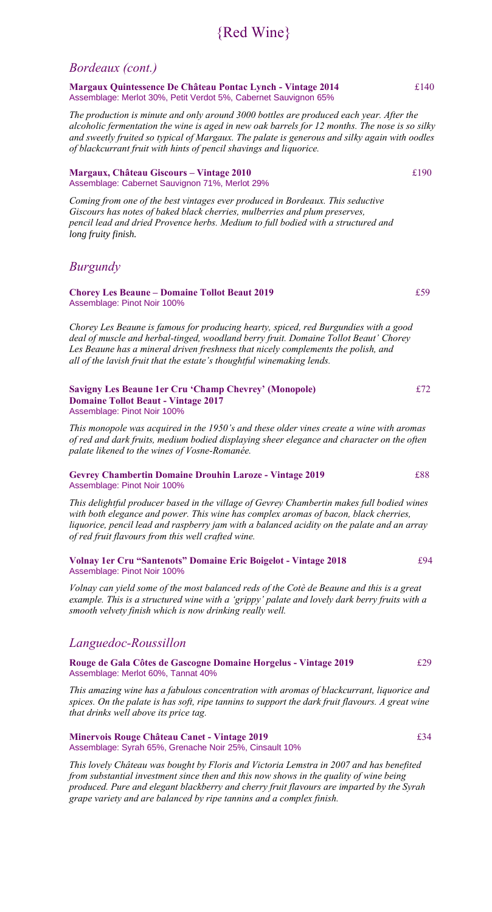# {Red Wine}

## *Bordeaux (cont.)*

**Margaux Quintessence De Château Pontac Lynch - Vintage 2014** £140
Assemblage: Merlot 30%, Petit Verdot 5%, Cabernet Sauvignon 65%

*The production is minute and only around 3000 bottles are produced each year. After the alcoholic fermentation the wine is aged in new oak barrels for 12 months. The nose is so silky and sweetly fruited so typical of Margaux. The palate is generous and silky again with oodles of blackcurrant fruit with hints of pencil shavings and liquorice.*

**Margaux, Château Giscours – Vintage 2010** £190
Assemblage: Cabernet Sauvignon 71%, Merlot 29%

*Coming from one of the best vintages ever produced in Bordeaux. This seductive Giscours has notes of baked black cherries, mulberries and plum preserves, pencil lead and dried Provence herbs. Medium to full bodied with a structured and long fruity finish.*

## *Burgundy*

**Chorey Les Beaune – Domaine Tollot Beaut 2019** £59
Assemblage: Pinot Noir 100%

*Chorey Les Beaune is famous for producing hearty, spiced, red Burgundies with a good deal of muscle and herbal-tinged, woodland berry fruit. Domaine Tollot Beaut' Chorey Les Beaune has a mineral driven freshness that nicely complements the polish, and all of the lavish fruit that the estate's thoughtful winemaking lends.*

**Savigny Les Beaune 1er Cru 'Champ Chevrey' (Monopole)** £72
**Domaine Tollot Beaut - Vintage 2017**
Assemblage: Pinot Noir 100%

*This monopole was acquired in the 1950's and these older vines create a wine with aromas of red and dark fruits, medium bodied displaying sheer elegance and character on the often palate likened to the wines of Vosne-Romanée.*

**Gevrey Chambertin Domaine Drouhin Laroze - Vintage 2019** £88
Assemblage: Pinot Noir 100%

*This delightful producer based in the village of Gevrey Chambertin makes full bodied wines with both elegance and power. This wine has complex aromas of bacon, black cherries, liquorice, pencil lead and raspberry jam with a balanced acidity on the palate and an array of red fruit flavours from this well crafted wine.*

**Volnay 1er Cru "Santenots" Domaine Eric Boigelot - Vintage 2018** £94
Assemblage: Pinot Noir 100%

*Volnay can yield some of the most balanced reds of the Cotè de Beaune and this is a great example. This is a structured wine with a 'grippy' palate and lovely dark berry fruits with a smooth velvety finish which is now drinking really well.*

## *Languedoc-Roussillon*

**Rouge de Gala Côtes de Gascogne Domaine Horgelus - Vintage 2019** £29
Assemblage: Merlot 60%, Tannat 40%

*This amazing wine has a fabulous concentration with aromas of blackcurrant, liquorice and spices. On the palate is has soft, ripe tannins to support the dark fruit flavours. A great wine that drinks well above its price tag.*

**Minervois Rouge Château Canet - Vintage 2019** £34
Assemblage: Syrah 65%, Grenache Noir 25%, Cinsault 10%

*This lovely Château was bought by Floris and Victoria Lemstra in 2007 and has benefited from substantial investment since then and this now shows in the quality of wine being produced. Pure and elegant blackberry and cherry fruit flavours are imparted by the Syrah grape variety and are balanced by ripe tannins and a complex finish.*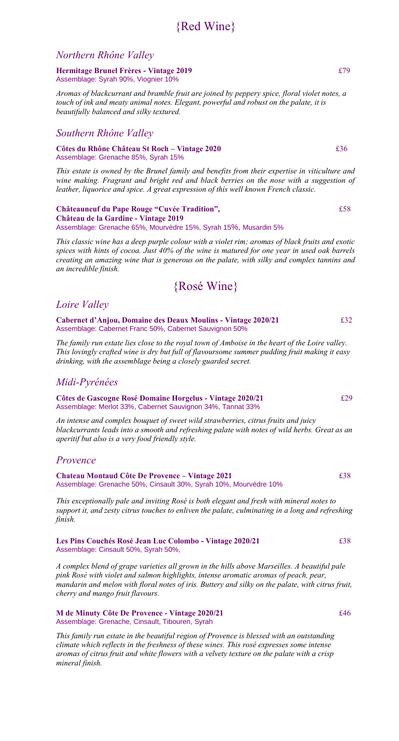# {Red Wine}

## *Northern Rhône Valley*

**Hermitage Brunel Frères - Vintage 2019** £79
Assemblage: Syrah 90%, Viognier 10%

*Aromas of blackcurrant and bramble fruit are joined by peppery spice, floral violet notes, a touch of ink and meaty animal notes. Elegant, powerful and robust on the palate, it is beautifully balanced and silky textured.*

## *Southern Rhône Valley*

**Côtes du Rhône Château St Roch – Vintage 2020** £36
Assemblage: Grenache 85%, Syrah 15%

*This estate is owned by the Brunel family and benefits from their expertise in viticulture and wine making. Fragrant and bright red and black berries on the nose with a suggestion of leather, liquorice and spice. A great expression of this well known French classic.*

**Châteauneuf du Pape Rouge "Cuvée Tradition", Château de la Gardine - Vintage 2019** £58
Assemblage: Grenache 65%, Mourvèdre 15%, Syrah 15%, Musardin 5%

*This classic wine has a deep purple colour with a violet rim; aromas of black fruits and exotic spices with hints of cocoa. Just 40% of the wine is matured for one year in used oak barrels creating an amazing wine that is generous on the palate, with silky and complex tannins and an incredible finish.*

# {Rosé Wine}

## *Loire Valley*

**Cabernet d'Anjou, Domaine des Deaux Moulins - Vintage 2020/21** £32
Assemblage: Cabernet Franc 50%, Cabernet Sauvignon 50%

*The family run estate lies close to the royal town of Amboise in the heart of the Loire valley. This lovingly crafted wine is dry but full of flavoursome summer pudding fruit making it easy drinking, with the assemblage being a closely guarded secret.*

## *Midi-Pyrénées*

**Côtes de Gascogne Rosé Domaine Horgelus - Vintage 2020/21** £29
Assemblage: Merlot 33%, Cabernet Sauvignon 34%, Tannat 33%

*An intense and complex bouquet of sweet wild strawberries, citrus fruits and juicy blackcurrants leads into a smooth and refreshing palate with notes of wild herbs. Great as an aperitif but also is a very food friendly style.*

## *Provence*

**Chateau Montaud Côte De Provence – Vintage 2021** £38
Assemblage: Grenache 50%, Cinsault 30%, Syrah 10%, Mourvèdre 10%

*This exceptionally pale and inviting Rosé is both elegant and fresh with mineral notes to support it, and zesty citrus touches to enliven the palate, culminating in a long and refreshing finish.*

**Les Pins Couchés Rosé Jean Luc Colombo - Vintage 2020/21** £38
Assemblage: Cinsault 50%, Syrah 50%,

*A complex blend of grape varieties all grown in the hills above Marseilles. A beautiful pale pink Rosé with violet and salmon highlights, intense aromatic aromas of peach, pear, mandarin and melon with floral notes of iris. Buttery and silky on the palate, with citrus fruit, cherry and mango fruit flavours.*

**M de Minuty Côte De Provence - Vintage 2020/21** £46
Assemblage: Grenache, Cinsault, Tibouren, Syrah

*This family run estate in the beautiful region of Provence is blessed with an outstanding climate which reflects in the freshness of these wines. This rosé expresses some intense aromas of citrus fruit and white flowers with a velvety texture on the palate with a crisp mineral finish.*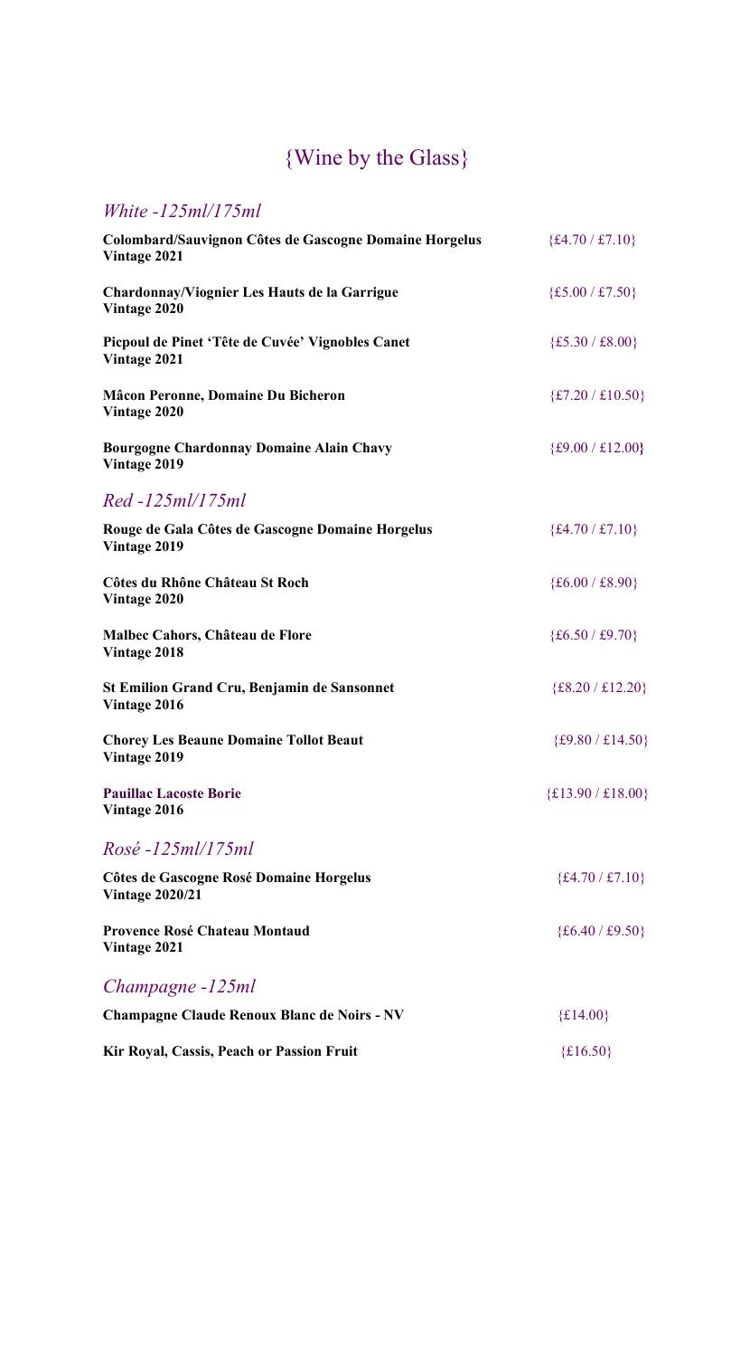# {Wine by the Glass}

## *White -125ml/175ml*

**Colombard/Sauvignon Côtes de Gascogne Domaine Horgelus**
**Vintage 2021** {£4.70 / £7.10}

**Chardonnay/Viognier Les Hauts de la Garrigue**
**Vintage 2020** {£5.00 / £7.50}

**Picpoul de Pinet 'Tête de Cuvée' Vignobles Canet**
**Vintage 2021** {£5.30 / £8.00}

**Mâcon Peronne, Domaine Du Bicheron**
**Vintage 2020** {£7.20 / £10.50}

**Bourgogne Chardonnay Domaine Alain Chavy**
**Vintage 2019** {£9.00 / £12.00}

## *Red -125ml/175ml*

**Rouge de Gala Côtes de Gascogne Domaine Horgelus**
**Vintage 2019** {£4.70 / £7.10}

**Côtes du Rhône Château St Roch**
**Vintage 2020** {£6.00 / £8.90}

**Malbec Cahors, Château de Flore**
**Vintage 2018** {£6.50 / £9.70}

**St Emilion Grand Cru, Benjamin de Sansonnet**
**Vintage 2016** {£8.20 / £12.20}

**Chorey Les Beaune Domaine Tollot Beaut**
**Vintage 2019** {£9.80 / £14.50}

**Pauillac Lacoste Borie**
**Vintage 2016** {£13.90 / £18.00}

## *Rosé -125ml/175ml*

**Côtes de Gascogne Rosé Domaine Horgelus**
**Vintage 2020/21** {£4.70 / £7.10}

**Provence Rosé Chateau Montaud**
**Vintage 2021** {£6.40 / £9.50}

## *Champagne -125ml*

**Champagne Claude Renoux Blanc de Noirs - NV** {£14.00}

**Kir Royal, Cassis, Peach or Passion Fruit** {£16.50}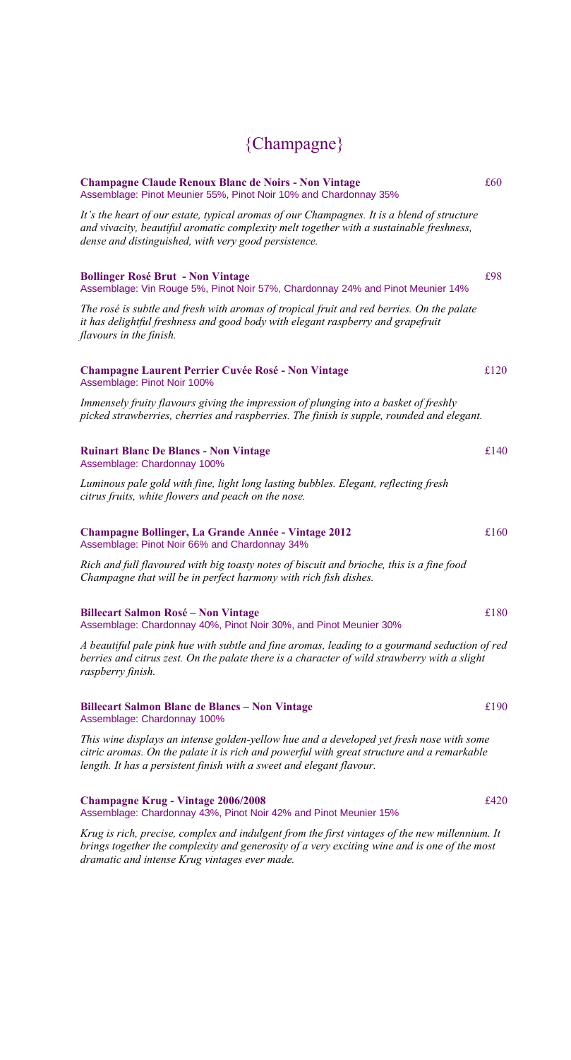# {Champagne}

**Champagne Claude Renoux Blanc de Noirs - Non Vintage** £60
Assemblage: Pinot Meunier 55%, Pinot Noir 10% and Chardonnay 35%

*It's the heart of our estate, typical aromas of our Champagnes. It is a blend of structure and vivacity, beautiful aromatic complexity melt together with a sustainable freshness, dense and distinguished, with very good persistence.*

**Bollinger Rosé Brut - Non Vintage** £98
Assemblage: Vin Rouge 5%, Pinot Noir 57%, Chardonnay 24% and Pinot Meunier 14%

*The rosé is subtle and fresh with aromas of tropical fruit and red berries. On the palate it has delightful freshness and good body with elegant raspberry and grapefruit flavours in the finish.*

**Champagne Laurent Perrier Cuvée Rosé - Non Vintage** £120
Assemblage: Pinot Noir 100%

*Immensely fruity flavours giving the impression of plunging into a basket of freshly picked strawberries, cherries and raspberries. The finish is supple, rounded and elegant.*

**Ruinart Blanc De Blancs - Non Vintage** £140
Assemblage: Chardonnay 100%

*Luminous pale gold with fine, light long lasting bubbles. Elegant, reflecting fresh citrus fruits, white flowers and peach on the nose.*

**Champagne Bollinger, La Grande Année - Vintage 2012** £160
Assemblage: Pinot Noir 66% and Chardonnay 34%

*Rich and full flavoured with big toasty notes of biscuit and brioche, this is a fine food Champagne that will be in perfect harmony with rich fish dishes.*

**Billecart Salmon Rosé – Non Vintage** £180
Assemblage: Chardonnay 40%, Pinot Noir 30%, and Pinot Meunier 30%

*A beautiful pale pink hue with subtle and fine aromas, leading to a gourmand seduction of red berries and citrus zest. On the palate there is a character of wild strawberry with a slight raspberry finish.*

**Billecart Salmon Blanc de Blancs – Non Vintage** £190
Assemblage: Chardonnay 100%

*This wine displays an intense golden-yellow hue and a developed yet fresh nose with some citric aromas. On the palate it is rich and powerful with great structure and a remarkable length. It has a persistent finish with a sweet and elegant flavour.*

**Champagne Krug - Vintage 2006/2008** £420
Assemblage: Chardonnay 43%, Pinot Noir 42% and Pinot Meunier 15%

*Krug is rich, precise, complex and indulgent from the first vintages of the new millennium. It brings together the complexity and generosity of a very exciting wine and is one of the most dramatic and intense Krug vintages ever made.*